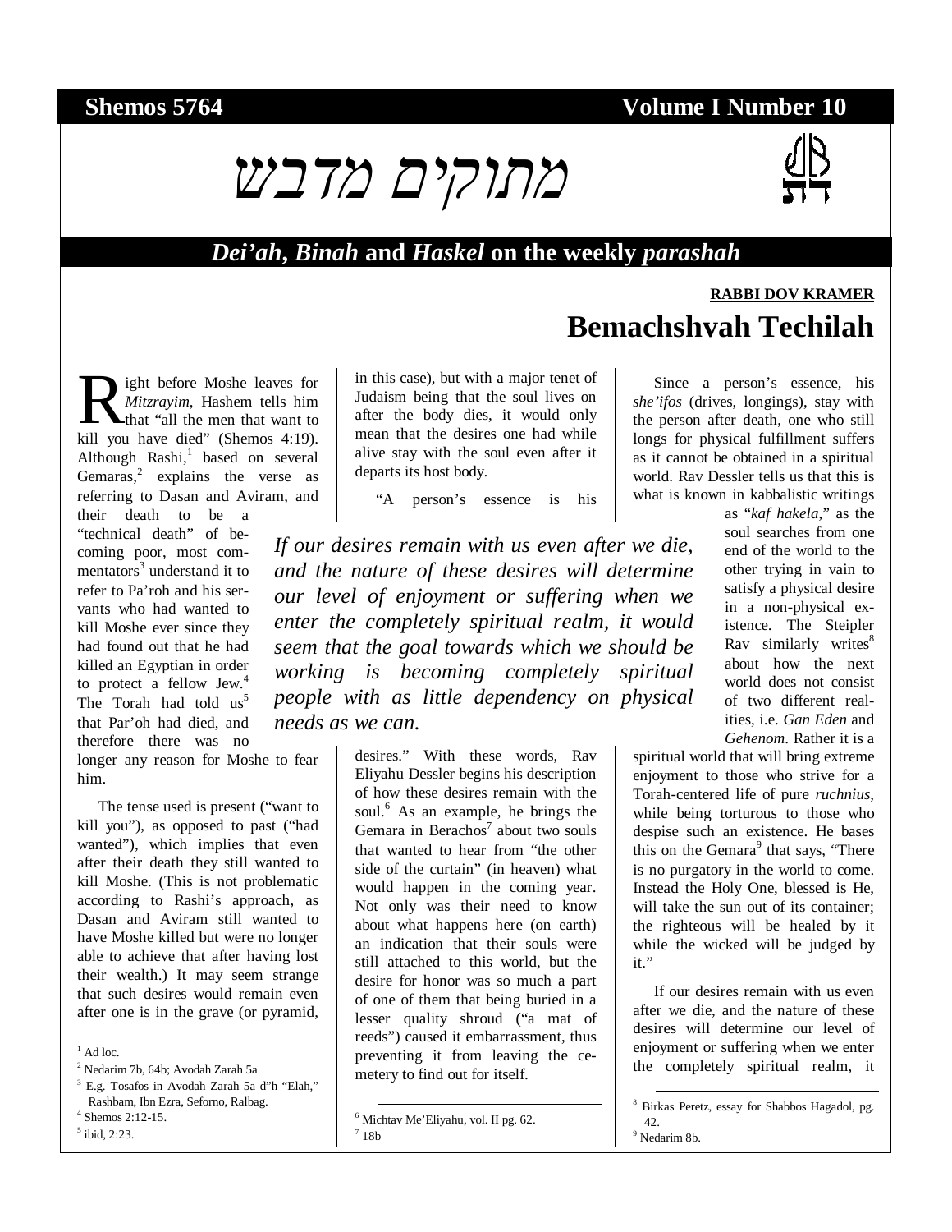**Shemos 5764** **Volume I Number 10**

# מתוקים מדבש

## *Dei'ah*, *Binah* and *Haskel* on the weekly *parashah*

**RABBI DOV KRAMER**

# Bemachshvah Techilah

Right before Moshe leaves for *Mitzrayim*, Hashem tells him that "all the men that want to kill you have died" (Shemos 4:19). Although Rashi,[1] based on several Gemaras,[2] explains the verse as referring to Dasan and Aviram, and their death to be a "technical death" of becoming poor, most commentators[3] understand it to refer to Pa'roh and his servants who had wanted to kill Moshe ever since they had found out that he had killed an Egyptian in order to protect a fellow Jew.[4] The Torah had told us[5] that Par'oh had died, and therefore there was no longer any reason for Moshe to fear him.

The tense used is present ("want to kill you"), as opposed to past ("had wanted"), which implies that even after their death they still wanted to kill Moshe. (This is not problematic according to Rashi's approach, as Dasan and Aviram still wanted to have Moshe killed but were no longer able to achieve that after having lost their wealth.) It may seem strange that such desires would remain even after one is in the grave (or pyramid, in this case), but with a major tenet of Judaism being that the soul lives on after the body dies, it would only mean that the desires one had while alive stay with the soul even after it departs its host body.

"A person's essence is his desires." With these words, Rav Eliyahu Dessler begins his description of how these desires remain with the soul.[6] As an example, he brings the Gemara in Berachos[7] about two souls that wanted to hear from "the other side of the curtain" (in heaven) what would happen in the coming year. Not only was their need to know about what happens here (on earth) an indication that their souls were still attached to this world, but the desire for honor was so much a part of one of them that being buried in a lesser quality shroud ("a mat of reeds") caused it embarrassment, thus preventing it from leaving the cemetery to find out for itself.

*If our desires remain with us even after we die, and the nature of these desires will determine our level of enjoyment or suffering when we enter the completely spiritual realm, it would seem that the goal towards which we should be working is becoming completely spiritual people with as little dependency on physical needs as we can.*

Since a person's essence, his *she'ifos* (drives, longings), stay with the person after death, one who still longs for physical fulfillment suffers as it cannot be obtained in a spiritual world. Rav Dessler tells us that this is what is known in kabbalistic writings as "*kaf hakela*," as the soul searches from one end of the world to the other trying in vain to satisfy a physical desire in a non-physical existence. The Steipler Rav similarly writes[8] about how the next world does not consist of two different realities, i.e. *Gan Eden* and *Gehenom*. Rather it is a spiritual world that will bring extreme enjoyment to those who strive for a Torah-centered life of pure *ruchnius*, while being torturous to those who despise such an existence. He bases this on the Gemara[9] that says, "There is no purgatory in the world to come. Instead the Holy One, blessed is He, will take the sun out of its container; the righteous will be healed by it while the wicked will be judged by it."

If our desires remain with us even after we die, and the nature of these desires will determine our level of enjoyment or suffering when we enter the completely spiritual realm, it

---

[1] Ad loc.

[2] Nedarim 7b, 64b; Avodah Zarah 5a

[3] E.g. Tosafos in Avodah Zarah 5a d"h "Elah," Rashbam, Ibn Ezra, Seforno, Ralbag.

[4] Shemos 2:12-15.

[5] ibid, 2:23.

[6] Michtav Me'Eliyahu, vol. II pg. 62.

[7] 18b

[8] Birkas Peretz, essay for Shabbos Hagadol, pg. 42.

[9] Nedarim 8b.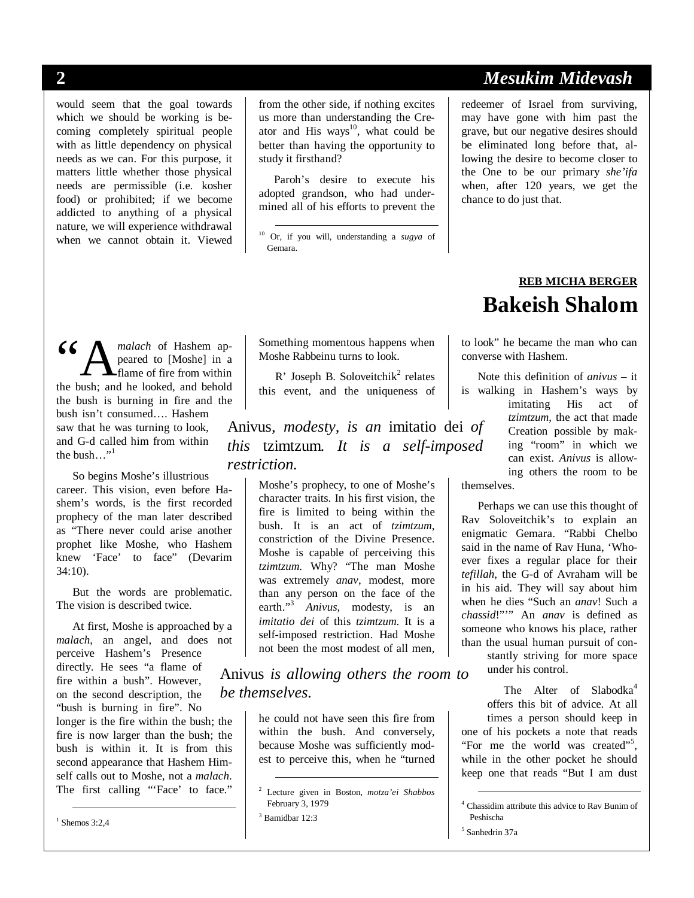would seem that the goal towards which we should be working is becoming completely spiritual people with as little dependency on physical needs as we can. For this purpose, it matters little whether those physical needs are permissible (i.e. kosher food) or prohibited; if we become addicted to anything of a physical nature, we will experience withdrawal when we cannot obtain it. Viewed from the other side, if nothing excites us more than understanding the Creator and His ways[10], what could be better than having the opportunity to study it firsthand?

Paroh's desire to execute his adopted grandson, who had undermined all of his efforts to prevent the redeemer of Israel from surviving, may have gone with him past the grave, but our negative desires should be eliminated long before that, allowing the desire to become closer to the One to be our primary *she'ifa* when, after 120 years, we get the chance to do just that.

[10] Or, if you will, understanding a *sugya* of Gemara.

**REB MICHA BERGER**

# Bakeish Shalom

"A *malach* of Hashem appeared to [Moshe] in a flame of fire from within the bush; and he looked, and behold the bush is burning in fire and the bush isn't consumed…. Hashem saw that he was turning to look, and G-d called him from within the bush…"[1]

So begins Moshe's illustrious career. This vision, even before Hashem's words, is the first recorded prophecy of the man later described as "There never could arise another prophet like Moshe, who Hashem knew 'Face' to face" (Devarim 34:10).

But the words are problematic. The vision is described twice.

At first, Moshe is approached by a *malach*, an angel, and does not perceive Hashem's Presence directly. He sees "a flame of fire within a bush". However, on the second description, the "bush is burning in fire". No longer is the fire within the bush; the fire is now larger than the bush; the bush is within it. It is from this second appearance that Hashem Himself calls out to Moshe, not a *malach*. The first calling "'Face' to face." Something momentous happens when Moshe Rabbeinu turns to look.

R' Joseph B. Soloveitchik[2] relates this event, and the uniqueness of Moshe's prophecy, to one of Moshe's character traits. In his first vision, the fire is limited to being within the bush. It is an act of *tzimtzum*, constriction of the Divine Presence. Moshe is capable of perceiving this *tzimtzum*. Why? "The man Moshe was extremely *anav*, modest, more than any person on the face of the earth."[3] *Anivus*, modesty, is an *imitatio dei* of this *tzimtzum*. It is a self-imposed restriction. Had Moshe not been the most modest of all men, he could not have seen this fire from within the bush. And conversely, because Moshe was sufficiently modest to perceive this, when he "turned to look" he became the man who can converse with Hashem.

> Anivus*, modesty, is an* imitatio dei *of this* tzimtzum*. It is a self-imposed restriction.*

Note this definition of *anivus* – it is walking in Hashem's ways by imitating His act of *tzimtzum*, the act that made Creation possible by making "room" in which we can exist. *Anivus* is allowing others the room to be themselves.

> Anivus *is allowing others the room to be themselves.*

Perhaps we can use this thought of Rav Soloveitchik's to explain an enigmatic Gemara. "Rabbi Chelbo said in the name of Rav Huna, 'Whoever fixes a regular place for their *tefillah*, the G-d of Avraham will be in his aid. They will say about him when he dies "Such an *anav*! Such a *chassid*!"'" An *anav* is defined as someone who knows his place, rather than the usual human pursuit of constantly striving for more space under his control.

The Alter of Slabodka[4] offers this bit of advice. At all times a person should keep in one of his pockets a note that reads "For me the world was created"[5], while in the other pocket he should keep one that reads "But I am dust

[1] Shemos 3:2,4

[2] Lecture given in Boston, *motza'ei Shabbos* February 3, 1979

[3] Bamidbar 12:3

[4] Chassidim attribute this advice to Rav Bunim of Peshischa

[5] Sanhedrin 37a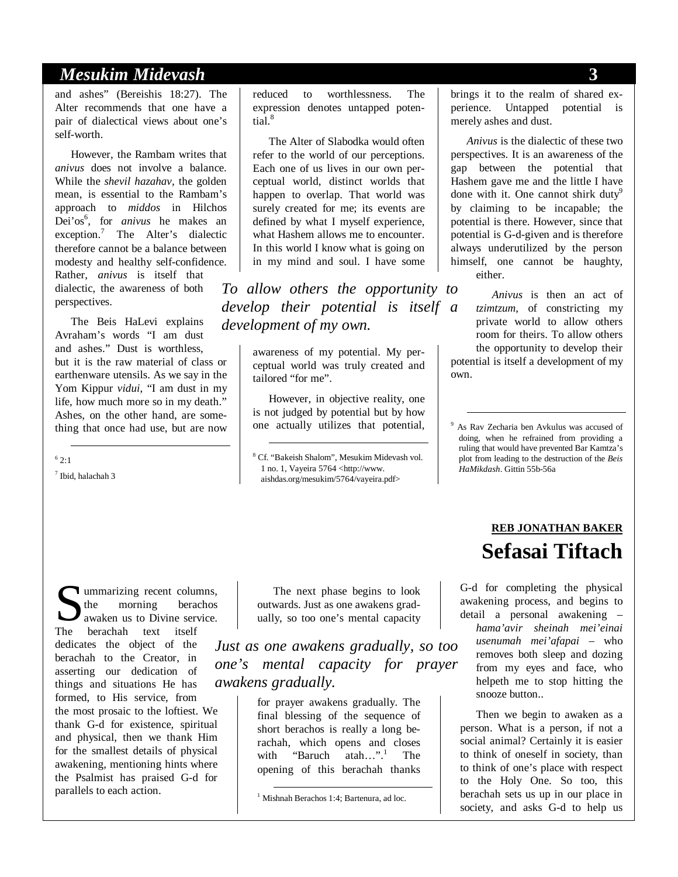and ashes" (Bereishis 18:27). The Alter recommends that one have a pair of dialectical views about one's self-worth.

However, the Rambam writes that *anivus* does not involve a balance. While the *shevil hazahav*, the golden mean, is essential to the Rambam's approach to *middos* in Hilchos Dei'os[6], for *anivus* he makes an exception.[7] The Alter's dialectic therefore cannot be a balance between modesty and healthy self-confidence. Rather, *anivus* is itself that dialectic, the awareness of both perspectives.

The Beis HaLevi explains Avraham's words "I am dust and ashes." Dust is worthless, but it is the raw material of class or earthenware utensils. As we say in the Yom Kippur *vidui*, "I am dust in my life, how much more so in my death." Ashes, on the other hand, are something that once had use, but are now reduced to worthlessness. The expression denotes untapped potential.[8]

The Alter of Slabodka would often refer to the world of our perceptions. Each one of us lives in our own perceptual world, distinct worlds that happen to overlap. That world was surely created for me; its events are defined by what I myself experience, what Hashem allows me to encounter. In this world I know what is going on in my mind and soul. I have some awareness of my potential. My perceptual world was truly created and tailored "for me".

However, in objective reality, one is not judged by potential but by how one actually utilizes that potential, brings it to the realm of shared experience. Untapped potential is merely ashes and dust.

*Anivus* is the dialectic of these two perspectives. It is an awareness of the gap between the potential that Hashem gave me and the little I have done with it. One cannot shirk duty[9] by claiming to be incapable; the potential is there. However, since that potential is G-d-given and is therefore always underutilized by the person himself, one cannot be haughty, either.

*Anivus* is then an act of *tzimtzum*, of constricting my private world to allow others room for theirs. To allow others the opportunity to develop their potential is itself a development of my own.

*To allow others the opportunity to develop their potential is itself a development of my own.*

---

[6] 2:1

[7] Ibid, halachah 3

[8] Cf. "Bakeish Shalom", Mesukim Midevash vol. 1 no. 1, Vayeira 5764 <http://www.aishdas.org/mesukim/5764/vayeira.pdf>

[9] As Rav Zecharia ben Avkulus was accused of doing, when he refrained from providing a ruling that would have prevented Bar Kamtza's plot from leading to the destruction of the *Beis HaMikdash*. Gittin 55b-56a

**REB JONATHAN BAKER**

# Sefasai Tiftach

Summarizing recent columns, the morning berachos awaken us to Divine service. The berachah text itself dedicates the object of the berachah to the Creator, in asserting our dedication of things and situations He has formed, to His service, from the most prosaic to the loftiest. We thank G-d for existence, spiritual and physical, then we thank Him for the smallest details of physical awakening, mentioning hints where the Psalmist has praised G-d for parallels to each action.

The next phase begins to look outwards. Just as one awakens gradually, so too one's mental capacity for prayer awakens gradually. The final blessing of the sequence of short berachos is really a long berachah, which opens and closes with "Baruch atah…".[1] The opening of this berachah thanks G-d for completing the physical awakening process, and begins to detail a personal awakening – *hama'avir sheinah mei'einai usenumah mei'afapai* – who removes both sleep and dozing from my eyes and face, who helpeth me to stop hitting the snooze button..

*Just as one awakens gradually, so too one's mental capacity for prayer awakens gradually.*

Then we begin to awaken as a person. What is a person, if not a social animal? Certainly it is easier to think of oneself in society, than to think of one's place with respect to the Holy One. So too, this berachah sets us up in our place in society, and asks G-d to help us

---

[1] Mishnah Berachos 1:4; Bartenura, ad loc.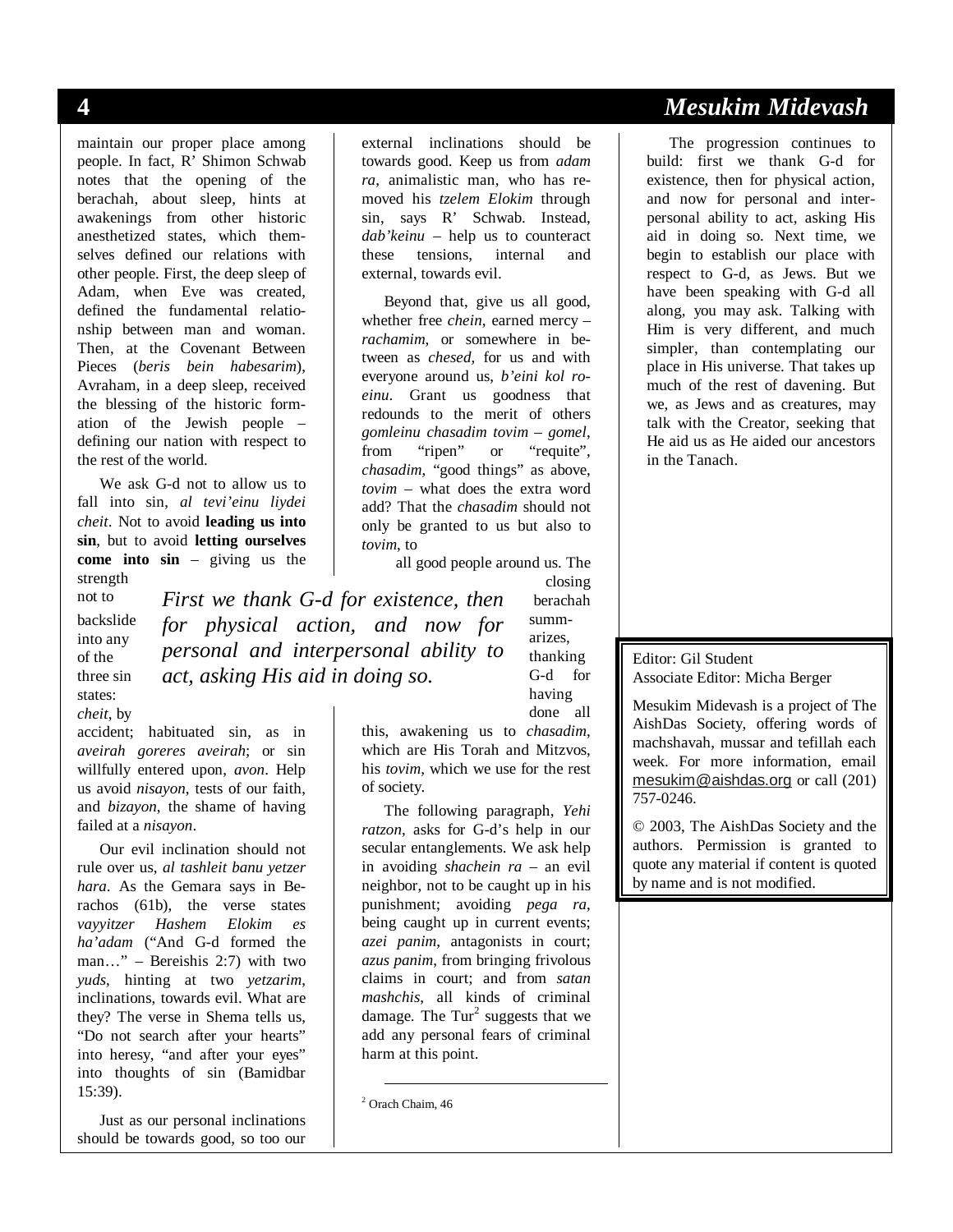maintain our proper place among people. In fact, R' Shimon Schwab notes that the opening of the berachah, about sleep, hints at awakenings from other historic anesthetized states, which themselves defined our relations with other people. First, the deep sleep of Adam, when Eve was created, defined the fundamental relationship between man and woman. Then, at the Covenant Between Pieces (*beris bein habesarim*), Avraham, in a deep sleep, received the blessing of the historic formation of the Jewish people – defining our nation with respect to the rest of the world.

We ask G-d not to allow us to fall into sin, *al tevi'einu liydei cheit*. Not to avoid **leading us into sin**, but to avoid **letting ourselves come into sin** – giving us the strength not to backslide into any of the three sin states: *cheit*, by accident; habituated sin, as in *aveirah goreres aveirah*; or sin willfully entered upon, *avon*. Help us avoid *nisayon*, tests of our faith, and *bizayon*, the shame of having failed at a *nisayon*.

Our evil inclination should not rule over us, *al tashleit banu yetzer hara*. As the Gemara says in Berachos (61b), the verse states *vayyitzer Hashem Elokim es ha'adam* ("And G-d formed the man…" – Bereishis 2:7) with two *yuds*, hinting at two *yetzarim*, inclinations, towards evil. What are they? The verse in Shema tells us, "Do not search after your hearts" into heresy, "and after your eyes" into thoughts of sin (Bamidbar 15:39).

Just as our personal inclinations should be towards good, so too our external inclinations should be towards good. Keep us from *adam ra*, animalistic man, who has removed his *tzelem Elokim* through sin, says R' Schwab. Instead, *dab'keinu* – help us to counteract these tensions, internal and external, towards evil.

Beyond that, give us all good, whether free *chein*, earned mercy – *rachamim*, or somewhere in between as *chesed*, for us and with everyone around us, *b'eini kol ro-einu*. Grant us goodness that redounds to the merit of others *gomleinu chasadim tovim* – *gomel*, from "ripen" or "requite", *chasadim*, "good things" as above, *tovim* – what does the extra word add? That the *chasadim* should not only be granted to us but also to *tovim*, to all good people around us. The closing berachah summarizes, thanking G-d for having done all this, awakening us to *chasadim*, which are His Torah and Mitzvos, his *tovim*, which we use for the rest of society.

> *First we thank G-d for existence, then for physical action, and now for personal and interpersonal ability to act, asking His aid in doing so.*

The following paragraph, *Yehi ratzon*, asks for G-d's help in our secular entanglements. We ask help in avoiding *shachein ra* – an evil neighbor, not to be caught up in his punishment; avoiding *pega ra*, being caught up in current events; *azei panim*, antagonists in court; *azus panim*, from bringing frivolous claims in court; and from *satan mashchis*, all kinds of criminal damage. The Tur[2] suggests that we add any personal fears of criminal harm at this point.

The progression continues to build: first we thank G-d for existence, then for physical action, and now for personal and interpersonal ability to act, asking His aid in doing so. Next time, we begin to establish our place with respect to G-d, as Jews. But we have been speaking with G-d all along, you may ask. Talking with Him is very different, and much simpler, than contemplating our place in His universe. That takes up much of the rest of davening. But we, as Jews and as creatures, may talk with the Creator, seeking that He aid us as He aided our ancestors in the Tanach.

---

[2] Orach Chaim, 46

---

Editor: Gil Student
Associate Editor: Micha Berger

Mesukim Midevash is a project of The AishDas Society, offering words of machshavah, mussar and tefillah each week. For more information, email mesukim@aishdas.org or call (201) 757-0246.

© 2003, The AishDas Society and the authors. Permission is granted to quote any material if content is quoted by name and is not modified.